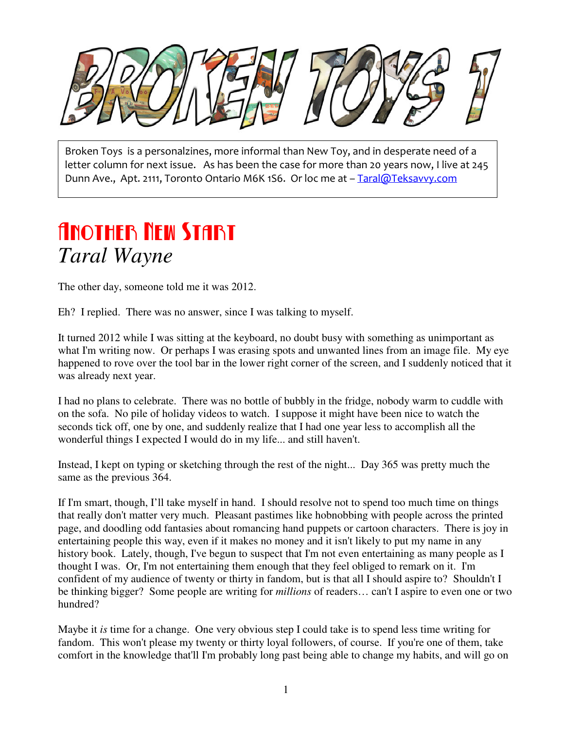# BROKEN TOYS 1

Broken Toys is a personalzines, more informal than New Toy, and in desperate need of a letter column for next issue. As has been the case for more than 20 years now, I live at 245 Dunn Ave., Apt. 2111, Toronto Ontario M6K 1S6. Or loc me at – Taral@Teksavvy.com

## Another New Start

*Taral Wayne*

The other day, someone told me it was 2012.

Eh? I replied. There was no answer, since I was talking to myself.

It turned 2012 while I was sitting at the keyboard, no doubt busy with something as unimportant as what I'm writing now. Or perhaps I was erasing spots and unwanted lines from an image file. My eye happened to rove over the tool bar in the lower right corner of the screen, and I suddenly noticed that it was already next year.

I had no plans to celebrate. There was no bottle of bubbly in the fridge, nobody warm to cuddle with on the sofa. No pile of holiday videos to watch. I suppose it might have been nice to watch the seconds tick off, one by one, and suddenly realize that I had one year less to accomplish all the wonderful things I expected I would do in my life... and still haven't.

Instead, I kept on typing or sketching through the rest of the night... Day 365 was pretty much the same as the previous 364.

If I'm smart, though, I'll take myself in hand. I should resolve not to spend too much time on things that really don't matter very much. Pleasant pastimes like hobnobbing with people across the printed page, and doodling odd fantasies about romancing hand puppets or cartoon characters. There is joy in entertaining people this way, even if it makes no money and it isn't likely to put my name in any history book. Lately, though, I've begun to suspect that I'm not even entertaining as many people as I thought I was. Or, I'm not entertaining them enough that they feel obliged to remark on it. I'm confident of my audience of twenty or thirty in fandom, but is that all I should aspire to? Shouldn't I be thinking bigger? Some people are writing for *millions* of readers… can't I aspire to even one or two hundred?

Maybe it *is* time for a change. One very obvious step I could take is to spend less time writing for fandom. This won't please my twenty or thirty loyal followers, of course. If you're one of them, take comfort in the knowledge that'll I'm probably long past being able to change my habits, and will go on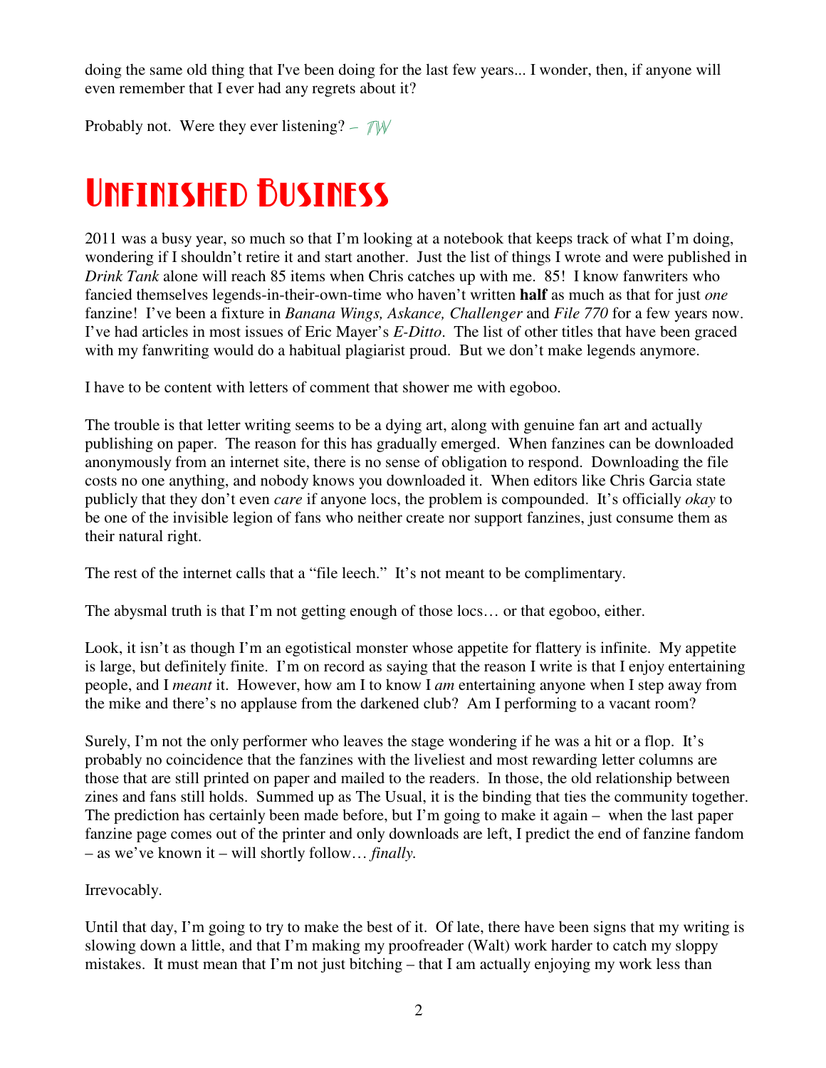doing the same old thing that I've been doing for the last few years... I wonder, then, if anyone will even remember that I ever had any regrets about it?

Probably not. Were they ever listening? – *TW*

# Unfinished Business

2011 was a busy year, so much so that I'm looking at a notebook that keeps track of what I'm doing, wondering if I shouldn't retire it and start another. Just the list of things I wrote and were published in *Drink Tank* alone will reach 85 items when Chris catches up with me. 85! I know fanwriters who fancied themselves legends-in-their-own-time who haven't written **half** as much as that for just *one* fanzine! I've been a fixture in *Banana Wings, Askance, Challenger* and *File 770* for a few years now. I've had articles in most issues of Eric Mayer's *E-Ditto*. The list of other titles that have been graced with my fanwriting would do a habitual plagiarist proud. But we don't make legends anymore.

I have to be content with letters of comment that shower me with egoboo.

The trouble is that letter writing seems to be a dying art, along with genuine fan art and actually publishing on paper. The reason for this has gradually emerged. When fanzines can be downloaded anonymously from an internet site, there is no sense of obligation to respond. Downloading the file costs no one anything, and nobody knows you downloaded it. When editors like Chris Garcia state publicly that they don't even *care* if anyone locs, the problem is compounded. It's officially *okay* to be one of the invisible legion of fans who neither create nor support fanzines, just consume them as their natural right.

The rest of the internet calls that a "file leech." It's not meant to be complimentary.

The abysmal truth is that I'm not getting enough of those locs… or that egoboo, either.

Look, it isn't as though I'm an egotistical monster whose appetite for flattery is infinite. My appetite is large, but definitely finite. I'm on record as saying that the reason I write is that I enjoy entertaining people, and I *meant* it. However, how am I to know I *am* entertaining anyone when I step away from the mike and there's no applause from the darkened club? Am I performing to a vacant room?

Surely, I'm not the only performer who leaves the stage wondering if he was a hit or a flop. It's probably no coincidence that the fanzines with the liveliest and most rewarding letter columns are those that are still printed on paper and mailed to the readers. In those, the old relationship between zines and fans still holds. Summed up as The Usual, it is the binding that ties the community together. The prediction has certainly been made before, but I'm going to make it again – when the last paper fanzine page comes out of the printer and only downloads are left, I predict the end of fanzine fandom – as we've known it – will shortly follow… *finally.*

Irrevocably.

Until that day, I'm going to try to make the best of it. Of late, there have been signs that my writing is slowing down a little, and that I'm making my proofreader (Walt) work harder to catch my sloppy mistakes. It must mean that I'm not just bitching – that I am actually enjoying my work less than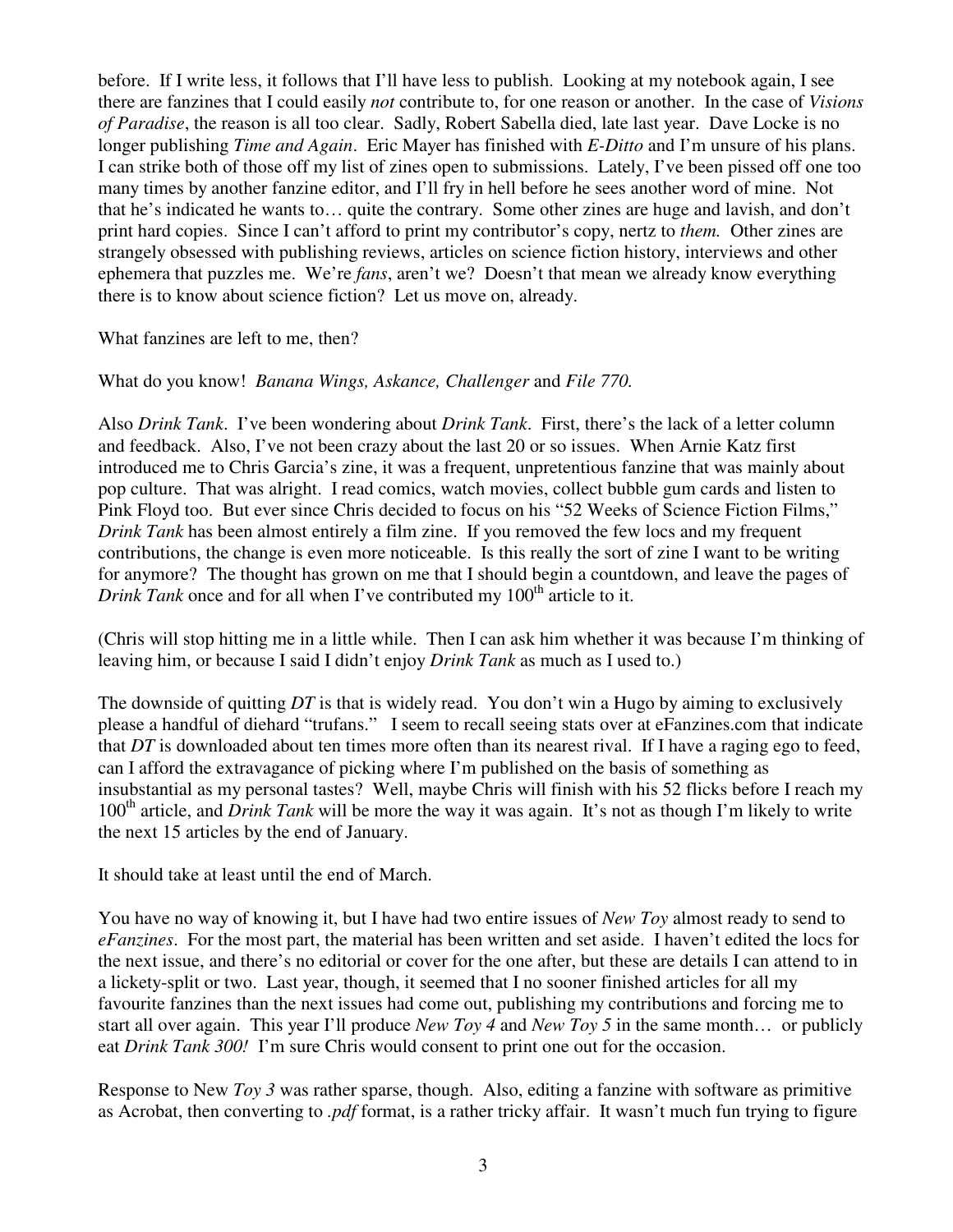before. If I write less, it follows that I'll have less to publish. Looking at my notebook again, I see there are fanzines that I could easily *not* contribute to, for one reason or another. In the case of *Visions of Paradise*, the reason is all too clear. Sadly, Robert Sabella died, late last year. Dave Locke is no longer publishing *Time and Again*. Eric Mayer has finished with *E-Ditto* and I'm unsure of his plans. I can strike both of those off my list of zines open to submissions. Lately, I've been pissed off one too many times by another fanzine editor, and I'll fry in hell before he sees another word of mine. Not that he's indicated he wants to… quite the contrary. Some other zines are huge and lavish, and don't print hard copies. Since I can't afford to print my contributor's copy, nertz to *them.* Other zines are strangely obsessed with publishing reviews, articles on science fiction history, interviews and other ephemera that puzzles me. We're *fans*, aren't we? Doesn't that mean we already know everything there is to know about science fiction? Let us move on, already.

What fanzines are left to me, then?

What do you know! *Banana Wings, Askance, Challenger* and *File 770.*

Also *Drink Tank*. I've been wondering about *Drink Tank*. First, there's the lack of a letter column and feedback. Also, I've not been crazy about the last 20 or so issues. When Arnie Katz first introduced me to Chris Garcia's zine, it was a frequent, unpretentious fanzine that was mainly about pop culture. That was alright. I read comics, watch movies, collect bubble gum cards and listen to Pink Floyd too. But ever since Chris decided to focus on his "52 Weeks of Science Fiction Films," *Drink Tank* has been almost entirely a film zine. If you removed the few locs and my frequent contributions, the change is even more noticeable. Is this really the sort of zine I want to be writing for anymore? The thought has grown on me that I should begin a countdown, and leave the pages of *Drink Tank* once and for all when I've contributed my 100th article to it.

(Chris will stop hitting me in a little while. Then I can ask him whether it was because I'm thinking of leaving him, or because I said I didn't enjoy *Drink Tank* as much as I used to.)

The downside of quitting *DT* is that is widely read. You don't win a Hugo by aiming to exclusively please a handful of diehard "trufans." I seem to recall seeing stats over at eFanzines.com that indicate that *DT* is downloaded about ten times more often than its nearest rival. If I have a raging ego to feed, can I afford the extravagance of picking where I'm published on the basis of something as insubstantial as my personal tastes? Well, maybe Chris will finish with his 52 flicks before I reach my 100th article, and *Drink Tank* will be more the way it was again. It's not as though I'm likely to write the next 15 articles by the end of January.

It should take at least until the end of March.

You have no way of knowing it, but I have had two entire issues of *New Toy* almost ready to send to *eFanzines*. For the most part, the material has been written and set aside. I haven't edited the locs for the next issue, and there's no editorial or cover for the one after, but these are details I can attend to in a lickety-split or two. Last year, though, it seemed that I no sooner finished articles for all my favourite fanzines than the next issues had come out, publishing my contributions and forcing me to start all over again. This year I'll produce *New Toy 4* and *New Toy 5* in the same month… or publicly eat *Drink Tank 300!* I'm sure Chris would consent to print one out for the occasion.

Response to New *Toy 3* was rather sparse, though. Also, editing a fanzine with software as primitive as Acrobat, then converting to *.pdf* format, is a rather tricky affair. It wasn't much fun trying to figure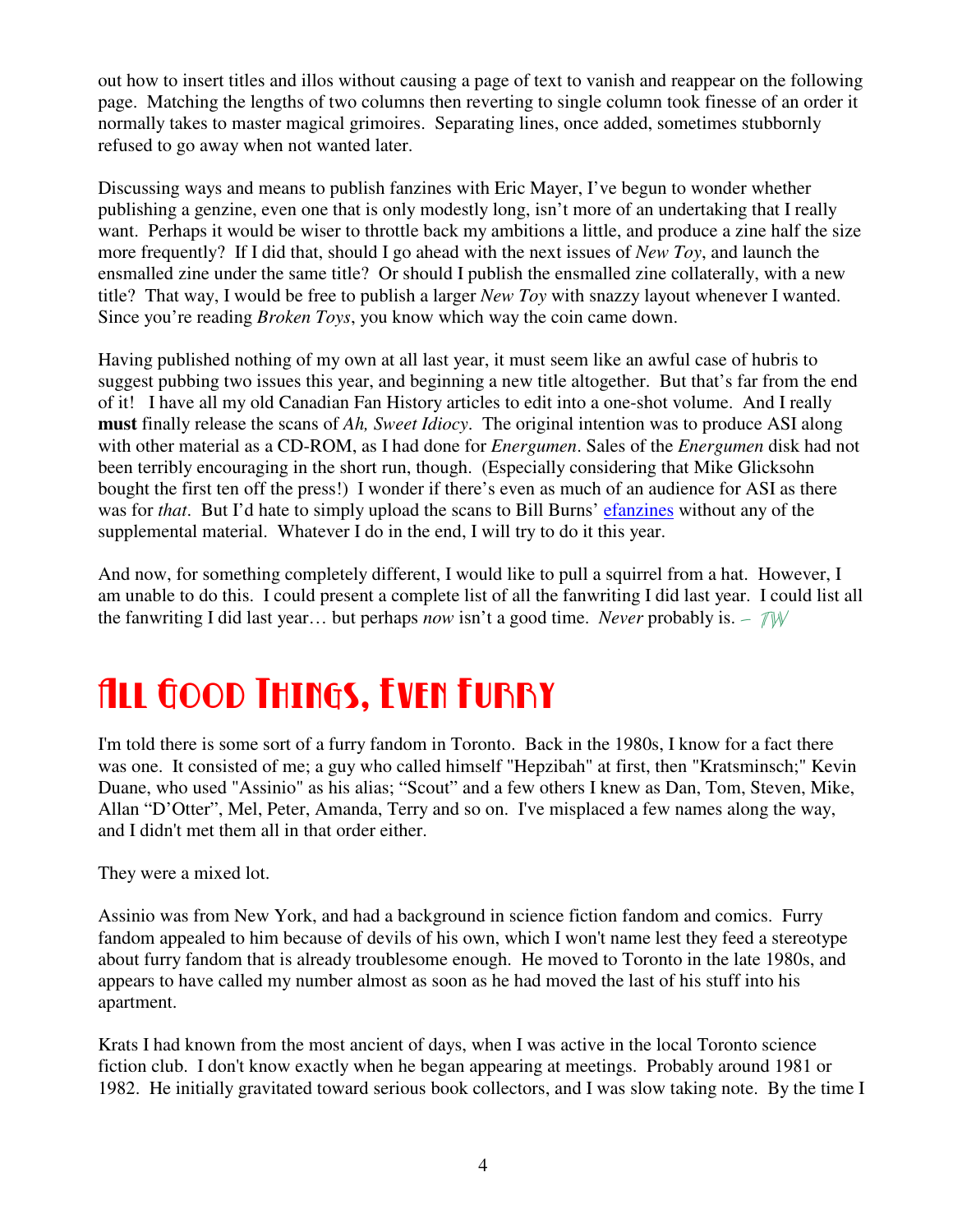out how to insert titles and illos without causing a page of text to vanish and reappear on the following page. Matching the lengths of two columns then reverting to single column took finesse of an order it normally takes to master magical grimoires. Separating lines, once added, sometimes stubbornly refused to go away when not wanted later.

Discussing ways and means to publish fanzines with Eric Mayer, I've begun to wonder whether publishing a genzine, even one that is only modestly long, isn't more of an undertaking that I really want. Perhaps it would be wiser to throttle back my ambitions a little, and produce a zine half the size more frequently? If I did that, should I go ahead with the next issues of *New Toy*, and launch the ensmalled zine under the same title? Or should I publish the ensmalled zine collaterally, with a new title? That way, I would be free to publish a larger *New Toy* with snazzy layout whenever I wanted. Since you're reading *Broken Toys*, you know which way the coin came down.

Having published nothing of my own at all last year, it must seem like an awful case of hubris to suggest pubbing two issues this year, and beginning a new title altogether. But that's far from the end of it! I have all my old Canadian Fan History articles to edit into a one-shot volume. And I really **must** finally release the scans of *Ah, Sweet Idiocy*. The original intention was to produce ASI along with other material as a CD-ROM, as I had done for *Energumen*. Sales of the *Energumen* disk had not been terribly encouraging in the short run, though. (Especially considering that Mike Glicksohn bought the first ten off the press!) I wonder if there's even as much of an audience for ASI as there was for *that*. But I'd hate to simply upload the scans to Bill Burns' efanzines without any of the supplemental material. Whatever I do in the end, I will try to do it this year.

And now, for something completely different, I would like to pull a squirrel from a hat. However, I am unable to do this. I could present a complete list of all the fanwriting I did last year. I could list all the fanwriting I did last year… but perhaps *now* isn't a good time. *Never* probably is. – TW

# All Good Things, Even Furry

I'm told there is some sort of a furry fandom in Toronto. Back in the 1980s, I know for a fact there was one. It consisted of me; a guy who called himself "Hepzibah" at first, then "Kratsminsch;" Kevin Duane, who used "Assinio" as his alias; "Scout" and a few others I knew as Dan, Tom, Steven, Mike, Allan "D'Otter", Mel, Peter, Amanda, Terry and so on. I've misplaced a few names along the way, and I didn't met them all in that order either.

They were a mixed lot.

Assinio was from New York, and had a background in science fiction fandom and comics. Furry fandom appealed to him because of devils of his own, which I won't name lest they feed a stereotype about furry fandom that is already troublesome enough. He moved to Toronto in the late 1980s, and appears to have called my number almost as soon as he had moved the last of his stuff into his apartment.

Krats I had known from the most ancient of days, when I was active in the local Toronto science fiction club. I don't know exactly when he began appearing at meetings. Probably around 1981 or 1982. He initially gravitated toward serious book collectors, and I was slow taking note. By the time I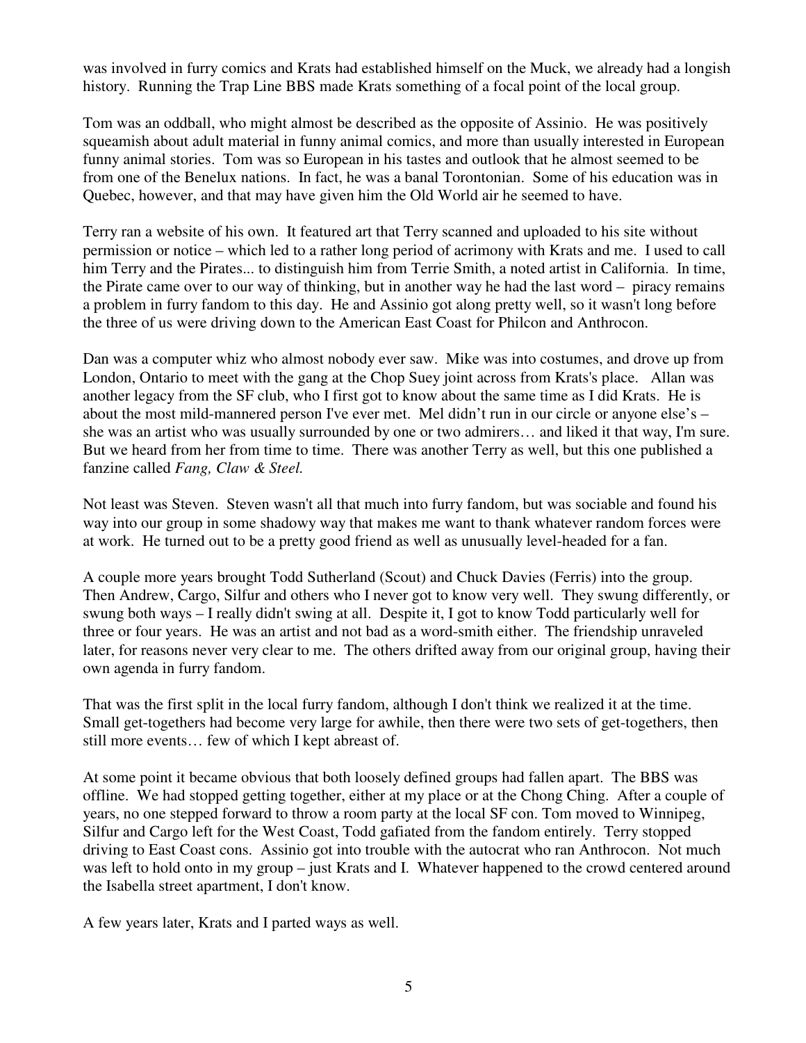was involved in furry comics and Krats had established himself on the Muck, we already had a longish history. Running the Trap Line BBS made Krats something of a focal point of the local group.

Tom was an oddball, who might almost be described as the opposite of Assinio. He was positively squeamish about adult material in funny animal comics, and more than usually interested in European funny animal stories. Tom was so European in his tastes and outlook that he almost seemed to be from one of the Benelux nations. In fact, he was a banal Torontonian. Some of his education was in Quebec, however, and that may have given him the Old World air he seemed to have.

Terry ran a website of his own. It featured art that Terry scanned and uploaded to his site without permission or notice – which led to a rather long period of acrimony with Krats and me. I used to call him Terry and the Pirates... to distinguish him from Terrie Smith, a noted artist in California. In time, the Pirate came over to our way of thinking, but in another way he had the last word – piracy remains a problem in furry fandom to this day. He and Assinio got along pretty well, so it wasn't long before the three of us were driving down to the American East Coast for Philcon and Anthrocon.

Dan was a computer whiz who almost nobody ever saw. Mike was into costumes, and drove up from London, Ontario to meet with the gang at the Chop Suey joint across from Krats's place. Allan was another legacy from the SF club, who I first got to know about the same time as I did Krats. He is about the most mild-mannered person I've ever met. Mel didn't run in our circle or anyone else's – she was an artist who was usually surrounded by one or two admirers… and liked it that way, I'm sure. But we heard from her from time to time. There was another Terry as well, but this one published a fanzine called *Fang, Claw & Steel.*

Not least was Steven. Steven wasn't all that much into furry fandom, but was sociable and found his way into our group in some shadowy way that makes me want to thank whatever random forces were at work. He turned out to be a pretty good friend as well as unusually level-headed for a fan.

A couple more years brought Todd Sutherland (Scout) and Chuck Davies (Ferris) into the group. Then Andrew, Cargo, Silfur and others who I never got to know very well. They swung differently, or swung both ways – I really didn't swing at all. Despite it, I got to know Todd particularly well for three or four years. He was an artist and not bad as a word-smith either. The friendship unraveled later, for reasons never very clear to me. The others drifted away from our original group, having their own agenda in furry fandom.

That was the first split in the local furry fandom, although I don't think we realized it at the time. Small get-togethers had become very large for awhile, then there were two sets of get-togethers, then still more events… few of which I kept abreast of.

At some point it became obvious that both loosely defined groups had fallen apart. The BBS was offline. We had stopped getting together, either at my place or at the Chong Ching. After a couple of years, no one stepped forward to throw a room party at the local SF con. Tom moved to Winnipeg, Silfur and Cargo left for the West Coast, Todd gafiated from the fandom entirely. Terry stopped driving to East Coast cons. Assinio got into trouble with the autocrat who ran Anthrocon. Not much was left to hold onto in my group – just Krats and I. Whatever happened to the crowd centered around the Isabella street apartment, I don't know.

A few years later, Krats and I parted ways as well.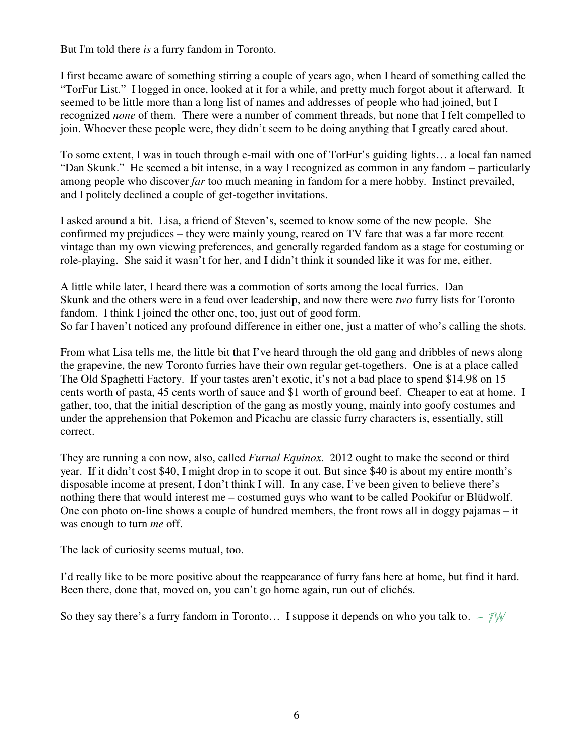But I'm told there *is* a furry fandom in Toronto.

I first became aware of something stirring a couple of years ago, when I heard of something called the "TorFur List." I logged in once, looked at it for a while, and pretty much forgot about it afterward. It seemed to be little more than a long list of names and addresses of people who had joined, but I recognized *none* of them. There were a number of comment threads, but none that I felt compelled to join. Whoever these people were, they didn't seem to be doing anything that I greatly cared about.

To some extent, I was in touch through e-mail with one of TorFur's guiding lights… a local fan named "Dan Skunk." He seemed a bit intense, in a way I recognized as common in any fandom – particularly among people who discover *far* too much meaning in fandom for a mere hobby. Instinct prevailed, and I politely declined a couple of get-together invitations.

I asked around a bit. Lisa, a friend of Steven's, seemed to know some of the new people. She confirmed my prejudices – they were mainly young, reared on TV fare that was a far more recent vintage than my own viewing preferences, and generally regarded fandom as a stage for costuming or role-playing. She said it wasn't for her, and I didn't think it sounded like it was for me, either.

A little while later, I heard there was a commotion of sorts among the local furries. Dan Skunk and the others were in a feud over leadership, and now there were *two* furry lists for Toronto fandom. I think I joined the other one, too, just out of good form.
So far I haven't noticed any profound difference in either one, just a matter of who's calling the shots.

From what Lisa tells me, the little bit that I've heard through the old gang and dribbles of news along the grapevine, the new Toronto furries have their own regular get-togethers. One is at a place called The Old Spaghetti Factory. If your tastes aren't exotic, it's not a bad place to spend $14.98 on 15 cents worth of pasta, 45 cents worth of sauce and $1 worth of ground beef. Cheaper to eat at home. I gather, too, that the initial description of the gang as mostly young, mainly into goofy costumes and under the apprehension that Pokemon and Picachu are classic furry characters is, essentially, still correct.

They are running a con now, also, called *Furnal Equinox*. 2012 ought to make the second or third year. If it didn't cost $40, I might drop in to scope it out. But since $40 is about my entire month's disposable income at present, I don't think I will. In any case, I've been given to believe there's nothing there that would interest me – costumed guys who want to be called Pookifur or Blüdwolf. One con photo on-line shows a couple of hundred members, the front rows all in doggy pajamas – it was enough to turn *me* off.

The lack of curiosity seems mutual, too.

I'd really like to be more positive about the reappearance of furry fans here at home, but find it hard. Been there, done that, moved on, you can't go home again, run out of clichés.

So they say there's a furry fandom in Toronto… I suppose it depends on who you talk to. – TW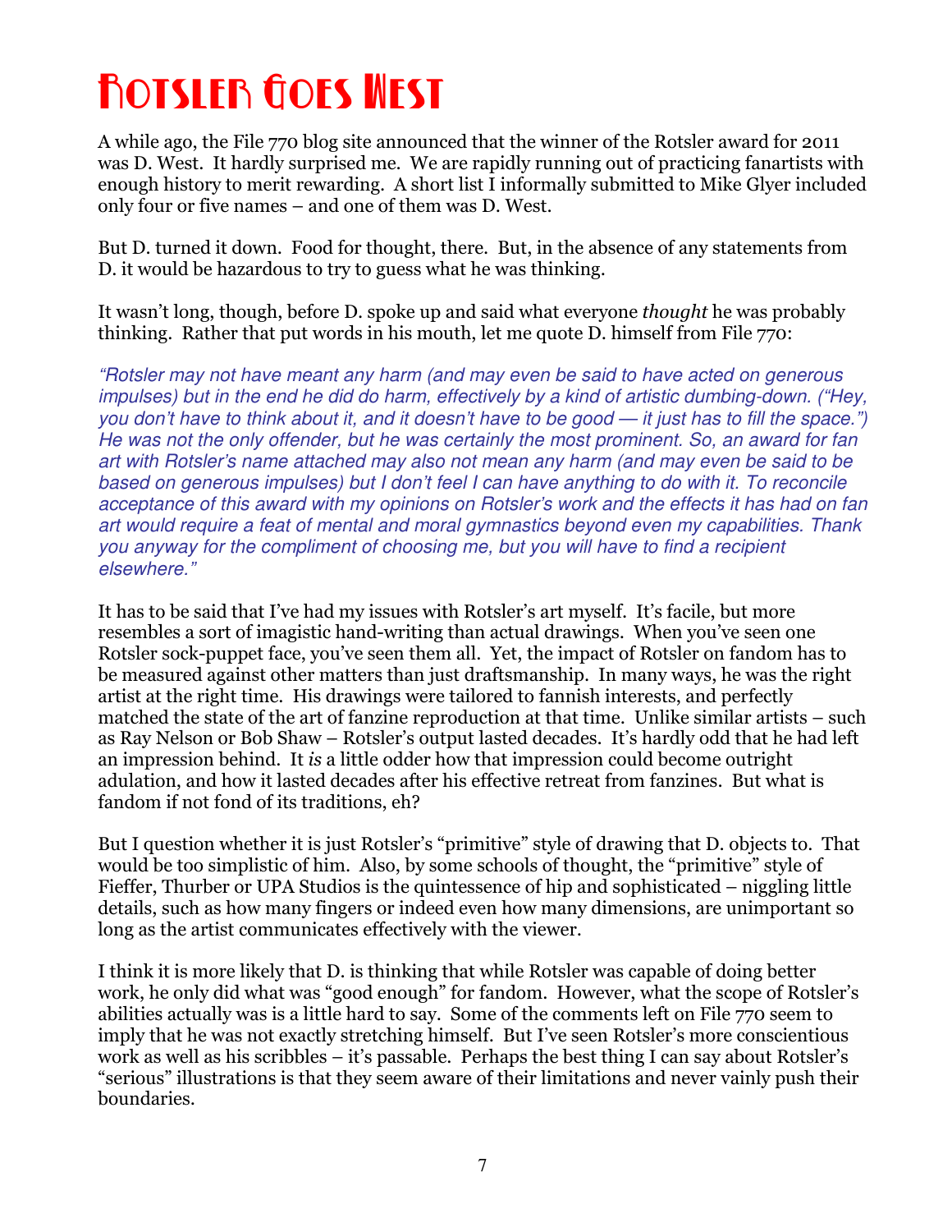# Rotsler Goes West

A while ago, the File 770 blog site announced that the winner of the Rotsler award for 2011 was D. West. It hardly surprised me. We are rapidly running out of practicing fanartists with enough history to merit rewarding. A short list I informally submitted to Mike Glyer included only four or five names – and one of them was D. West.

But D. turned it down. Food for thought, there. But, in the absence of any statements from D. it would be hazardous to try to guess what he was thinking.

It wasn't long, though, before D. spoke up and said what everyone *thought* he was probably thinking. Rather that put words in his mouth, let me quote D. himself from File 770:

*"Rotsler may not have meant any harm (and may even be said to have acted on generous impulses) but in the end he did do harm, effectively by a kind of artistic dumbing-down. ("Hey, you don't have to think about it, and it doesn't have to be good — it just has to fill the space.") He was not the only offender, but he was certainly the most prominent. So, an award for fan art with Rotsler's name attached may also not mean any harm (and may even be said to be based on generous impulses) but I don't feel I can have anything to do with it. To reconcile acceptance of this award with my opinions on Rotsler's work and the effects it has had on fan art would require a feat of mental and moral gymnastics beyond even my capabilities. Thank you anyway for the compliment of choosing me, but you will have to find a recipient elsewhere."*

It has to be said that I've had my issues with Rotsler's art myself. It's facile, but more resembles a sort of imagistic hand-writing than actual drawings. When you've seen one Rotsler sock-puppet face, you've seen them all. Yet, the impact of Rotsler on fandom has to be measured against other matters than just draftsmanship. In many ways, he was the right artist at the right time. His drawings were tailored to fannish interests, and perfectly matched the state of the art of fanzine reproduction at that time. Unlike similar artists – such as Ray Nelson or Bob Shaw – Rotsler's output lasted decades. It's hardly odd that he had left an impression behind. It *is* a little odder how that impression could become outright adulation, and how it lasted decades after his effective retreat from fanzines. But what is fandom if not fond of its traditions, eh?

But I question whether it is just Rotsler's "primitive" style of drawing that D. objects to. That would be too simplistic of him. Also, by some schools of thought, the "primitive" style of Fieffer, Thurber or UPA Studios is the quintessence of hip and sophisticated – niggling little details, such as how many fingers or indeed even how many dimensions, are unimportant so long as the artist communicates effectively with the viewer.

I think it is more likely that D. is thinking that while Rotsler was capable of doing better work, he only did what was "good enough" for fandom. However, what the scope of Rotsler's abilities actually was is a little hard to say. Some of the comments left on File 770 seem to imply that he was not exactly stretching himself. But I've seen Rotsler's more conscientious work as well as his scribbles – it's passable. Perhaps the best thing I can say about Rotsler's "serious" illustrations is that they seem aware of their limitations and never vainly push their boundaries.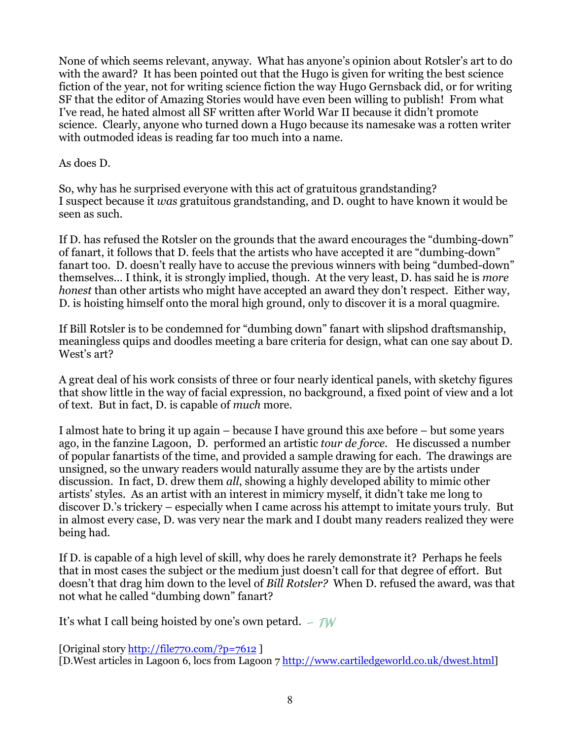None of which seems relevant, anyway. What has anyone's opinion about Rotsler's art to do with the award? It has been pointed out that the Hugo is given for writing the best science fiction of the year, not for writing science fiction the way Hugo Gernsback did, or for writing SF that the editor of Amazing Stories would have even been willing to publish! From what I've read, he hated almost all SF written after World War II because it didn't promote science. Clearly, anyone who turned down a Hugo because its namesake was a rotten writer with outmoded ideas is reading far too much into a name.

As does D.

So, why has he surprised everyone with this act of gratuitous grandstanding?
I suspect because it *was* gratuitous grandstanding, and D. ought to have known it would be seen as such.

If D. has refused the Rotsler on the grounds that the award encourages the "dumbing-down" of fanart, it follows that D. feels that the artists who have accepted it are "dumbing-down" fanart too. D. doesn't really have to accuse the previous winners with being "dumbed-down" themselves… I think, it is strongly implied, though. At the very least, D. has said he is *more honest* than other artists who might have accepted an award they don't respect. Either way, D. is hoisting himself onto the moral high ground, only to discover it is a moral quagmire.

If Bill Rotsler is to be condemned for "dumbing down" fanart with slipshod draftsmanship, meaningless quips and doodles meeting a bare criteria for design, what can one say about D. West's art?

A great deal of his work consists of three or four nearly identical panels, with sketchy figures that show little in the way of facial expression, no background, a fixed point of view and a lot of text. But in fact, D. is capable of *much* more.

I almost hate to bring it up again – because I have ground this axe before – but some years ago, in the fanzine Lagoon, D. performed an artistic *tour de force*. He discussed a number of popular fanartists of the time, and provided a sample drawing for each. The drawings are unsigned, so the unwary readers would naturally assume they are by the artists under discussion. In fact, D. drew them *all*, showing a highly developed ability to mimic other artists' styles. As an artist with an interest in mimicry myself, it didn't take me long to discover D.'s trickery – especially when I came across his attempt to imitate yours truly. But in almost every case, D. was very near the mark and I doubt many readers realized they were being had.

If D. is capable of a high level of skill, why does he rarely demonstrate it? Perhaps he feels that in most cases the subject or the medium just doesn't call for that degree of effort. But doesn't that drag him down to the level of *Bill Rotsler?* When D. refused the award, was that not what he called "dumbing down" fanart?

It's what I call being hoisted by one's own petard. – TW

[Original story http://file770.com/?p=7612 ]
[D.West articles in Lagoon 6, locs from Lagoon 7 http://www.cartiledgeworld.co.uk/dwest.html]